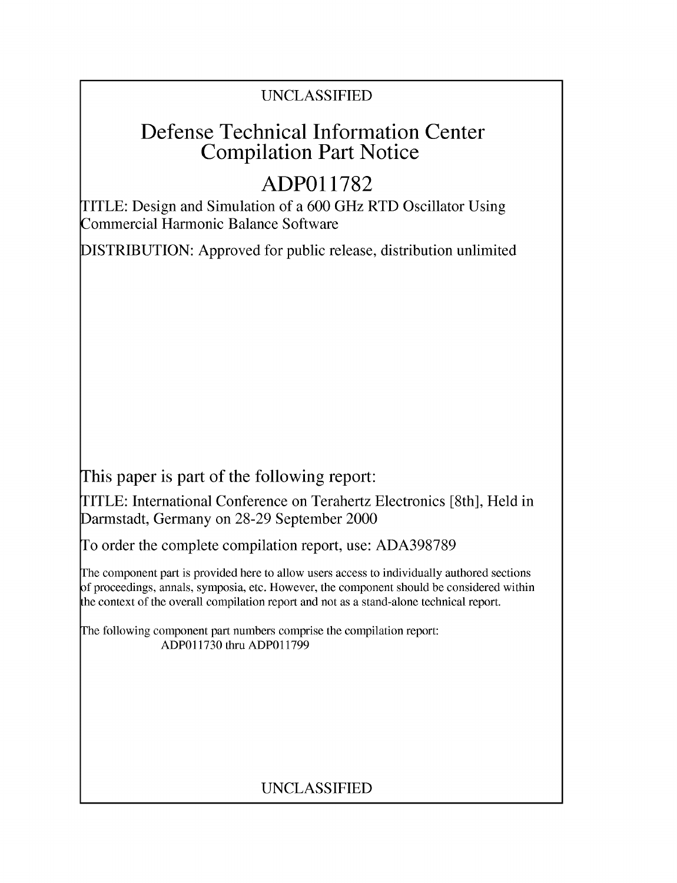UNCLASSIFIED

# Defense Technical Information Center Compilation Part Notice

## ADP011782

TITLE: Design and Simulation of a 600 GHz RTD Oscillator Using Commercial Harmonic Balance Software

DISTRIBUTION: Approved for public release, distribution unlimited

This paper is part of the following report:

TITLE: International Conference on Terahertz Electronics [8th], Held in Darmstadt, Germany on 28-29 September 2000

To order the complete compilation report, use: ADA398789

The component part is provided here to allow users access to individually authored sections of proceedings, annals, symposia, etc. However, the component should be considered within the context of the overall compilation report and not as a stand-alone technical report.

The following component part numbers comprise the compilation report:
ADP011730 thru ADP011799

UNCLASSIFIED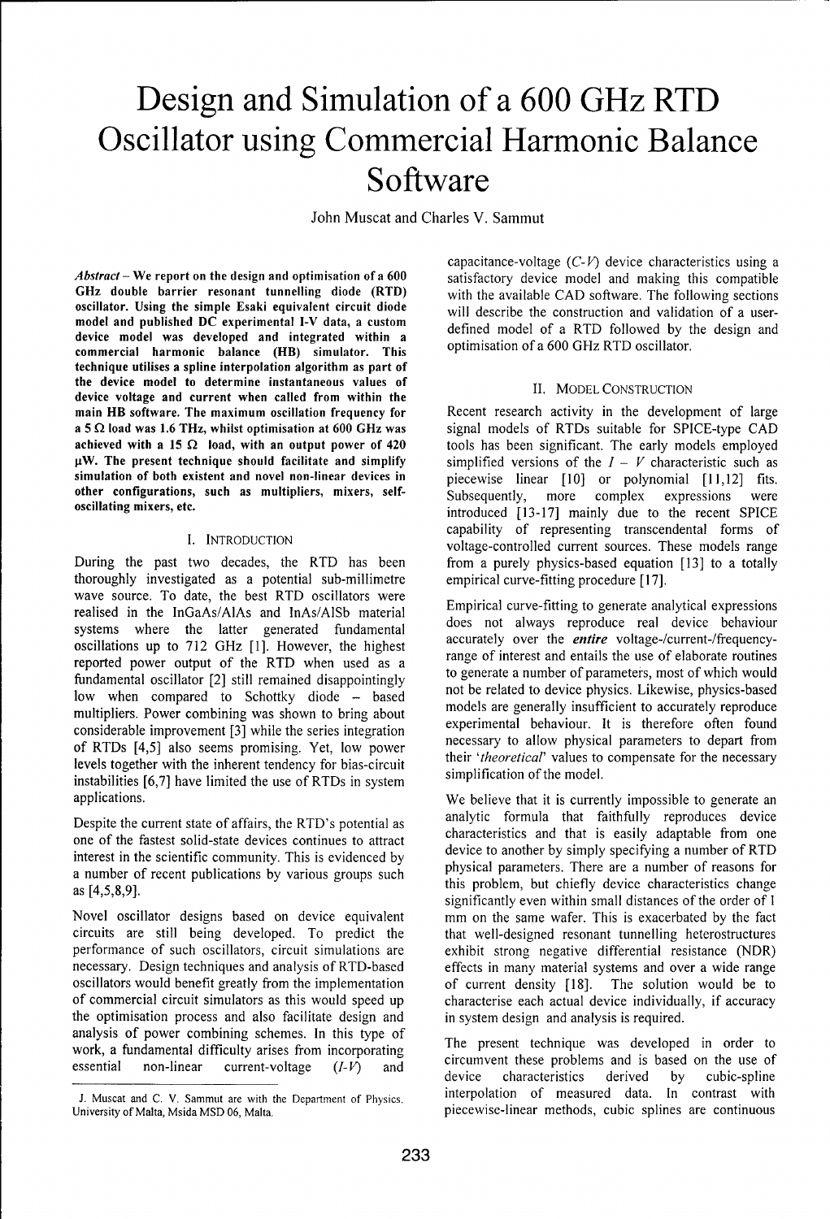# Design and Simulation of a 600 GHz RTD Oscillator using Commercial Harmonic Balance Software

John Muscat and Charles V. Sammut

***Abstract*** **– We report on the design and optimisation of a 600 GHz double barrier resonant tunnelling diode (RTD) oscillator. Using the simple Esaki equivalent circuit diode model and published DC experimental I-V data, a custom device model was developed and integrated within a commercial harmonic balance (HB) simulator. This technique utilises a spline interpolation algorithm as part of the device model to determine instantaneous values of device voltage and current when called from within the main HB software. The maximum oscillation frequency for a 5 Ω load was 1.6 THz, whilst optimisation at 600 GHz was achieved with a 15 Ω load, with an output power of 420 μW. The present technique should facilitate and simplify simulation of both existent and novel non-linear devices in other configurations, such as multipliers, mixers, self-oscillating mixers, etc.**

## I. Introduction

During the past two decades, the RTD has been thoroughly investigated as a potential sub-millimetre wave source. To date, the best RTD oscillators were realised in the InGaAs/AlAs and InAs/AlSb material systems where the latter generated fundamental oscillations up to 712 GHz [1]. However, the highest reported power output of the RTD when used as a fundamental oscillator [2] still remained disappointingly low when compared to Schottky diode – based multipliers. Power combining was shown to bring about considerable improvement [3] while the series integration of RTDs [4,5] also seems promising. Yet, low power levels together with the inherent tendency for bias-circuit instabilities [6,7] have limited the use of RTDs in system applications.

Despite the current state of affairs, the RTD's potential as one of the fastest solid-state devices continues to attract interest in the scientific community. This is evidenced by a number of recent publications by various groups such as [4,5,8,9].

Novel oscillator designs based on device equivalent circuits are still being developed. To predict the performance of such oscillators, circuit simulations are necessary. Design techniques and analysis of RTD-based oscillators would benefit greatly from the implementation of commercial circuit simulators as this would speed up the optimisation process and also facilitate design and analysis of power combining schemes. In this type of work, a fundamental difficulty arises from incorporating essential non-linear current-voltage ($I$-$V$) and capacitance-voltage ($C$-$V$) device characteristics using a satisfactory device model and making this compatible with the available CAD software. The following sections will describe the construction and validation of a user-defined model of a RTD followed by the design and optimisation of a 600 GHz RTD oscillator.

## II. Model Construction

Recent research activity in the development of large signal models of RTDs suitable for SPICE-type CAD tools has been significant. The early models employed simplified versions of the $I$ – $V$ characteristic such as piecewise linear [10] or polynomial [11,12] fits. Subsequently, more complex expressions were introduced [13-17] mainly due to the recent SPICE capability of representing transcendental forms of voltage-controlled current sources. These models range from a purely physics-based equation [13] to a totally empirical curve-fitting procedure [17].

Empirical curve-fitting to generate analytical expressions does not always reproduce real device behaviour accurately over the ***entire*** voltage-/current-/frequency-range of interest and entails the use of elaborate routines to generate a number of parameters, most of which would not be related to device physics. Likewise, physics-based models are generally insufficient to accurately reproduce experimental behaviour. It is therefore often found necessary to allow physical parameters to depart from their '*theoretical*' values to compensate for the necessary simplification of the model.

We believe that it is currently impossible to generate an analytic formula that faithfully reproduces device characteristics and that is easily adaptable from one device to another by simply specifying a number of RTD physical parameters. There are a number of reasons for this problem, but chiefly device characteristics change significantly even within small distances of the order of 1 mm on the same wafer. This is exacerbated by the fact that well-designed resonant tunnelling heterostructures exhibit strong negative differential resistance (NDR) effects in many material systems and over a wide range of current density [18]. The solution would be to characterise each actual device individually, if accuracy in system design and analysis is required.

The present technique was developed in order to circumvent these problems and is based on the use of device characteristics derived by cubic-spline interpolation of measured data. In contrast with piecewise-linear methods, cubic splines are continuous

J. Muscat and C. V. Sammut are with the Department of Physics, University of Malta, Msida MSD 06, Malta.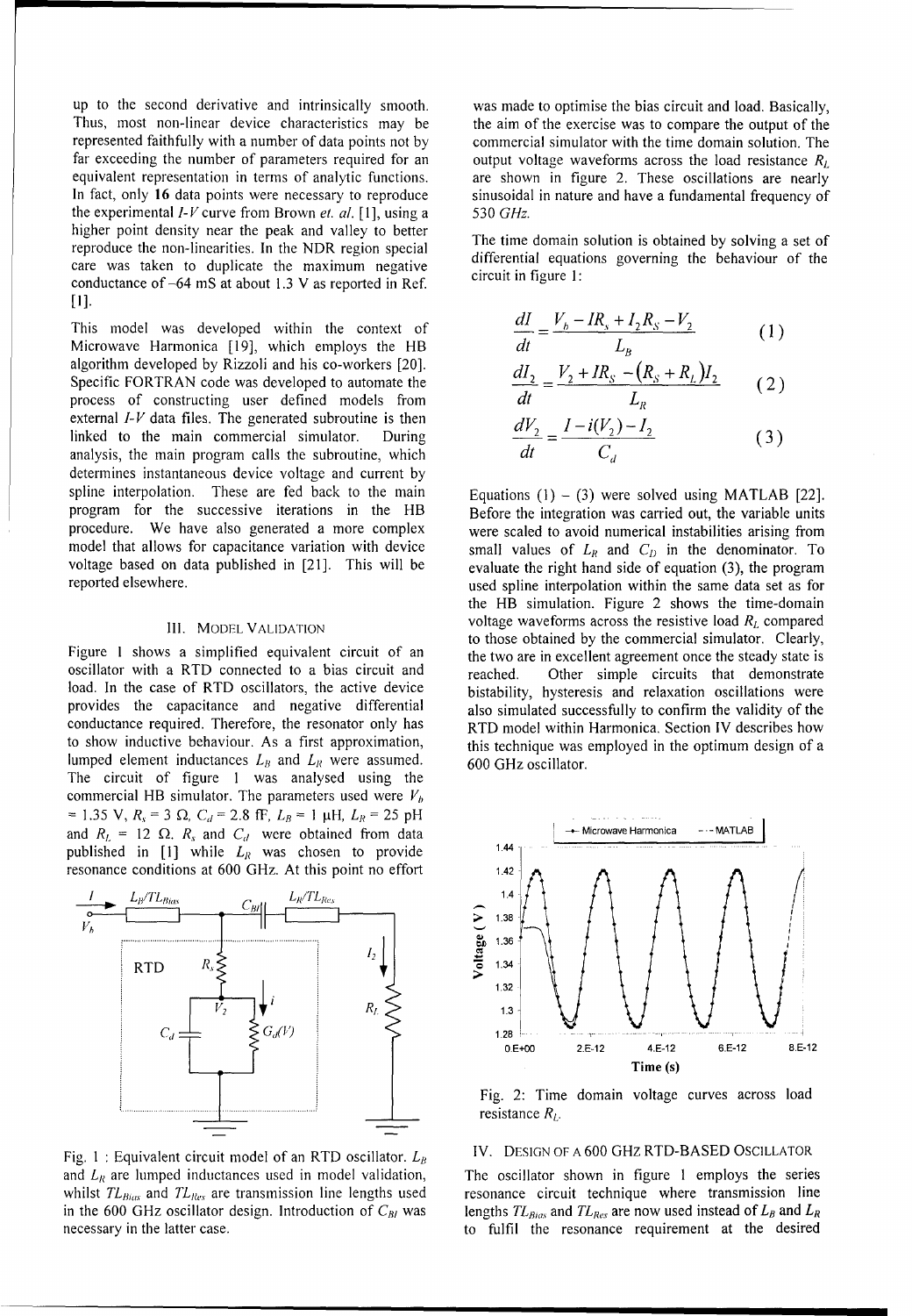up to the second derivative and intrinsically smooth. Thus, most non-linear device characteristics may be represented faithfully with a number of data points not by far exceeding the number of parameters required for an equivalent representation in terms of analytic functions. In fact, only **16** data points were necessary to reproduce the experimental *I-V* curve from Brown *et. al.* [1], using a higher point density near the peak and valley to better reproduce the non-linearities. In the NDR region special care was taken to duplicate the maximum negative conductance of −64 mS at about 1.3 V as reported in Ref. [1].

This model was developed within the context of Microwave Harmonica [19], which employs the HB algorithm developed by Rizzoli and his co-workers [20]. Specific FORTRAN code was developed to automate the process of constructing user defined models from external *I-V* data files. The generated subroutine is then linked to the main commercial simulator. During analysis, the main program calls the subroutine, which determines instantaneous device voltage and current by spline interpolation. These are fed back to the main program for the successive iterations in the HB procedure. We have also generated a more complex model that allows for capacitance variation with device voltage based on data published in [21]. This will be reported elsewhere.

## III. Model Validation

Figure 1 shows a simplified equivalent circuit of an oscillator with a RTD connected to a bias circuit and load. In the case of RTD oscillators, the active device provides the capacitance and negative differential conductance required. Therefore, the resonator only has to show inductive behaviour. As a first approximation, lumped element inductances $L_B$ and $L_R$ were assumed. The circuit of figure 1 was analysed using the commercial HB simulator. The parameters used were $V_b$ = 1.35 V, $R_s$ = 3 Ω, $C_d$ = 2.8 fF, $L_B$ = 1 μH, $L_R$ = 25 pH and $R_L$ = 12 Ω. $R_s$ and $C_d$ were obtained from data published in [1] while $L_R$ was chosen to provide resonance conditions at 600 GHz. At this point no effort was made to optimise the bias circuit and load. Basically, the aim of the exercise was to compare the output of the commercial simulator with the time domain solution. The output voltage waveforms across the load resistance $R_L$ are shown in figure 2. These oscillations are nearly sinusoidal in nature and have a fundamental frequency of 530 *GHz*.

Fig. 1 : Equivalent circuit model of an RTD oscillator. $L_B$ and $L_R$ are lumped inductances used in model validation, whilst $TL_{Bias}$ and $TL_{Res}$ are transmission line lengths used in the 600 GHz oscillator design. Introduction of $C_{BI}$ was necessary in the latter case.

The time domain solution is obtained by solving a set of differential equations governing the behaviour of the circuit in figure 1:

$$\frac{dI}{dt} = \frac{V_b - IR_s + I_2 R_S - V_2}{L_B} \qquad (1)$$

$$\frac{dI_2}{dt} = \frac{V_2 + IR_S - (R_S + R_L)I_2}{L_R} \qquad (2)$$

$$\frac{dV_2}{dt} = \frac{I - i(V_2) - I_2}{C_d} \qquad (3)$$

Equations (1) – (3) were solved using MATLAB [22]. Before the integration was carried out, the variable units were scaled to avoid numerical instabilities arising from small values of $L_R$ and $C_D$ in the denominator. To evaluate the right hand side of equation (3), the program used spline interpolation within the same data set as for the HB simulation. Figure 2 shows the time-domain voltage waveforms across the resistive load $R_L$ compared to those obtained by the commercial simulator. Clearly, the two are in excellent agreement once the steady state is reached. Other simple circuits that demonstrate bistability, hysteresis and relaxation oscillations were also simulated successfully to confirm the validity of the RTD model within Harmonica. Section IV describes how this technique was employed in the optimum design of a 600 GHz oscillator.

Fig. 2: Time domain voltage curves across load resistance $R_L$.

## IV. Design of a 600 GHz RTD-Based Oscillator

The oscillator shown in figure 1 employs the series resonance circuit technique where transmission line lengths $TL_{Bias}$ and $TL_{Res}$ are now used instead of $L_B$ and $L_R$ to fulfil the resonance requirement at the desired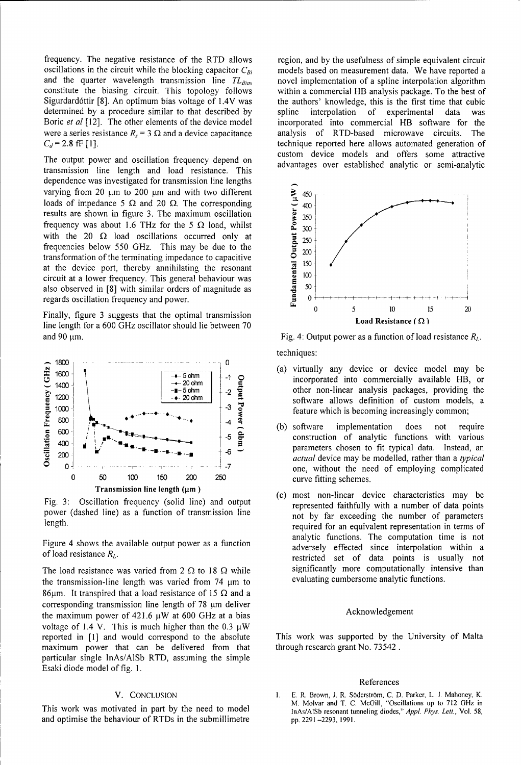frequency. The negative resistance of the RTD allows oscillations in the circuit while the blocking capacitor $C_{Bl}$ and the quarter wavelength transmission line $TL_{Bias}$ constitute the biasing circuit. This topology follows Sigurdardóttir [8]. An optimum bias voltage of 1.4V was determined by a procedure similar to that described by Boric *et al* [12]. The other elements of the device model were a series resistance $R_s = 3\ \Omega$ and a device capacitance $C_d = 2.8$ fF [1].

The output power and oscillation frequency depend on transmission line length and load resistance. This dependence was investigated for transmission line lengths varying from 20 μm to 200 μm and with two different loads of impedance 5 Ω and 20 Ω. The corresponding results are shown in figure 3. The maximum oscillation frequency was about 1.6 THz for the 5 Ω load, whilst with the 20 Ω load oscillations occurred only at frequencies below 550 GHz. This may be due to the transformation of the terminating impedance to capacitive at the device port, thereby annihilating the resonant circuit at a lower frequency. This general behaviour was also observed in [8] with similar orders of magnitude as regards oscillation frequency and power.

Finally, figure 3 suggests that the optimal transmission line length for a 600 GHz oscillator should lie between 70 and 90 μm.

Fig. 3: Oscillation frequency (solid line) and output power (dashed line) as a function of transmission line length.

Figure 4 shows the available output power as a function of load resistance $R_L$.

The load resistance was varied from 2 Ω to 18 Ω while the transmission-line length was varied from 74 μm to 86μm. It transpired that a load resistance of 15 Ω and a corresponding transmission line length of 78 μm deliver the maximum power of 421.6 μW at 600 GHz at a bias voltage of 1.4 V. This is much higher than the 0.3 μW reported in [1] and would correspond to the absolute maximum power that can be delivered from that particular single InAs/AlSb RTD, assuming the simple Esaki diode model of fig. 1.

## V. Conclusion

This work was motivated in part by the need to model and optimise the behaviour of RTDs in the submillimetre region, and by the usefulness of simple equivalent circuit models based on measurement data. We have reported a novel implementation of a spline interpolation algorithm within a commercial HB analysis package. To the best of the authors' knowledge, this is the first time that cubic spline interpolation of experimental data was incorporated into commercial HB software for the analysis of RTD-based microwave circuits. The technique reported here allows automated generation of custom device models and offers some attractive advantages over established analytic or semi-analytic techniques:

Fig. 4: Output power as a function of load resistance $R_L$.

(a) virtually any device or device model may be incorporated into commercially available HB, or other non-linear analysis packages, providing the software allows definition of custom models, a feature which is becoming increasingly common;

(b) software implementation does not require construction of analytic functions with various parameters chosen to fit typical data. Instead, an *actual* device may be modelled, rather than a *typical* one, without the need of employing complicated curve fitting schemes.

(c) most non-linear device characteristics may be represented faithfully with a number of data points not by far exceeding the number of parameters required for an equivalent representation in terms of analytic functions. The computation time is not adversely effected since interpolation within a restricted set of data points is usually not significantly more computationally intensive than evaluating cumbersome analytic functions.

## Acknowledgement

This work was supported by the University of Malta through research grant No. 73542 .

## References

1. E. R. Brown, J. R. Söderström, C. D. Parker, L. J. Mahoney, K. M. Molvar and T. C. McGill, "Oscillations up to 712 GHz in InAs/AlSb resonant tunneling diodes," *Appl. Phys. Lett.*, Vol. 58, pp. 2291 –2293, 1991.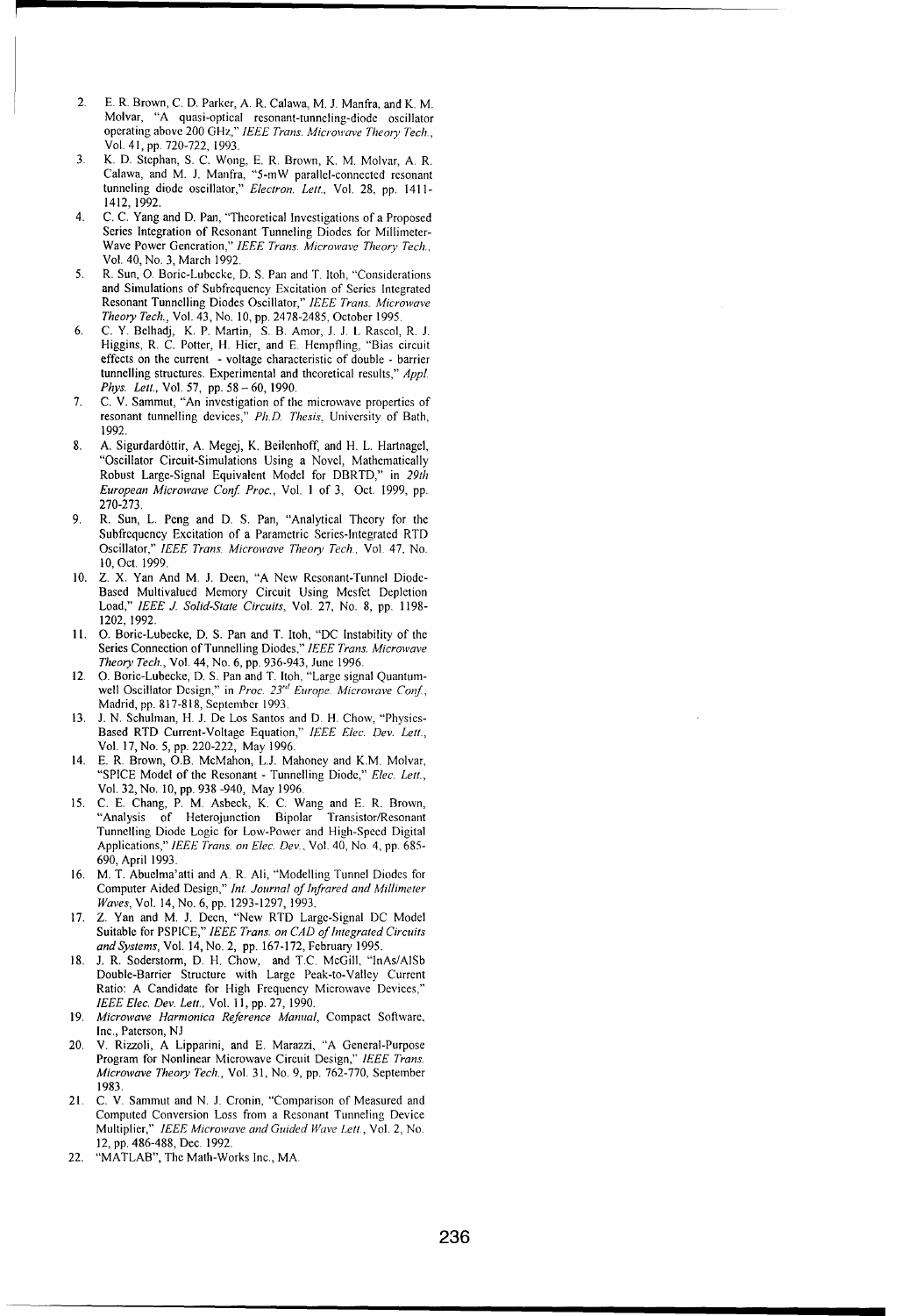2. E. R. Brown, C. D. Parker, A. R. Calawa, M. J. Manfra, and K. M. Molvar, "A quasi-optical resonant-tunneling-diode oscillator operating above 200 GHz," *IEEE Trans. Microwave Theory Tech.*, Vol. 41, pp. 720-722, 1993.
3. K. D. Stephan, S. C. Wong, E. R. Brown, K. M. Molvar, A. R. Calawa, and M. J. Manfra, "5-mW parallel-connected resonant tunneling diode oscillator," *Electron. Lett.*, Vol. 28, pp. 1411-1412, 1992.
4. C. C. Yang and D. Pan, "Theoretical Investigations of a Proposed Series Integration of Resonant Tunneling Diodes for Millimeter-Wave Power Generation," *IEEE Trans. Microwave Theory Tech.*, Vol. 40, No. 3, March 1992.
5. R. Sun, O. Boric-Lubecke, D. S. Pan and T. Itoh, "Considerations and Simulations of Subfrequency Excitation of Series Integrated Resonant Tunnelling Diodes Oscillator," *IEEE Trans. Microwave Theory Tech.*, Vol. 43, No. 10, pp. 2478-2485, October 1995.
6. C. Y. Belhadj, K. P. Martin, S. B. Amor, J. J. L Rascol, R. J. Higgins, R. C. Potter, H. Hier, and E. Hempfling, "Bias circuit effects on the current - voltage characteristic of double - barrier tunnelling structures. Experimental and theoretical results," *Appl. Phys. Lett.*, Vol. 57, pp. 58 – 60, 1990.
7. C. V. Sammut, "An investigation of the microwave properties of resonant tunnelling devices," *Ph.D. Thesis*, University of Bath, 1992.
8. A. Sigurdardóttir, A. Megej, K. Beilenhoff, and H. L. Hartnagel, "Oscillator Circuit-Simulations Using a Novel, Mathematically Robust Large-Signal Equivalent Model for DBRTD," in *29th European Microwave Conf. Proc.*, Vol. 1 of 3, Oct. 1999, pp. 270-273.
9. R. Sun, L. Peng and D. S. Pan, "Analytical Theory for the Subfrequency Excitation of a Parametric Series-Integrated RTD Oscillator," *IEEE Trans. Microwave Theory Tech.*, Vol. 47, No. 10, Oct. 1999.
10. Z. X. Yan And M. J. Deen, "A New Resonant-Tunnel Diode-Based Multivalued Memory Circuit Using Mesfet Depletion Load," *IEEE J. Solid-State Circuits*, Vol. 27, No. 8, pp. 1198-1202, 1992.
11. O. Boric-Lubecke, D. S. Pan and T. Itoh, "DC Instability of the Series Connection of Tunnelling Diodes," *IEEE Trans. Microwave Theory Tech.*, Vol. 44, No. 6, pp. 936-943, June 1996.
12. O. Boric-Lubecke, D. S. Pan and T. Itoh, "Large signal Quantum-well Oscillator Design," in *Proc. 23rd Europe. Microwave Conf.*, Madrid, pp. 817-818, September 1993.
13. J. N. Schulman, H. J. De Los Santos and D. H. Chow, "Physics-Based RTD Current-Voltage Equation," *IEEE Elec. Dev. Lett.*, Vol. 17, No. 5, pp. 220-222, May 1996.
14. E. R. Brown, O.B. McMahon, L.J. Mahoney and K.M. Molvar, "SPICE Model of the Resonant - Tunnelling Diode," *Elec. Lett.*, Vol. 32, No. 10, pp. 938 -940, May 1996.
15. C. E. Chang, P. M. Asbeck, K. C. Wang and E. R. Brown, "Analysis of Heterojunction Bipolar Transistor/Resonant Tunnelling Diode Logic for Low-Power and High-Speed Digital Applications," *IEEE Trans. on Elec. Dev.*, Vol. 40, No. 4, pp. 685-690, April 1993.
16. M. T. Abuelma'atti and A. R. Ali, "Modelling Tunnel Diodes for Computer Aided Design," *Int. Journal of Infrared and Millimeter Waves*, Vol. 14, No. 6, pp. 1293-1297, 1993.
17. Z. Yan and M. J. Deen, "New RTD Large-Signal DC Model Suitable for PSPICE," *IEEE Trans. on CAD of Integrated Circuits and Systems*, Vol. 14, No. 2, pp. 167-172, February 1995.
18. J. R. Soderstorm, D. H. Chow, and T.C. McGill, "InAs/AlSb Double-Barrier Structure with Large Peak-to-Valley Current Ratio: A Candidate for High Frequency Microwave Devices," *IEEE Elec. Dev. Lett.*, Vol. 11, pp. 27, 1990.
19. *Microwave Harmonica Reference Manual*, Compact Software, Inc., Paterson, NJ
20. V. Rizzoli, A Lipparini, and E. Marazzi, "A General-Purpose Program for Nonlinear Microwave Circuit Design," *IEEE Trans. Microwave Theory Tech.*, Vol. 31, No. 9, pp. 762-770, September 1983.
21. C. V. Sammut and N. J. Cronin, "Comparison of Measured and Computed Conversion Loss from a Resonant Tunneling Device Multiplier," *IEEE Microwave and Guided Wave Lett.*, Vol. 2, No. 12, pp. 486-488, Dec. 1992.
22. "MATLAB", The Math-Works Inc., MA.